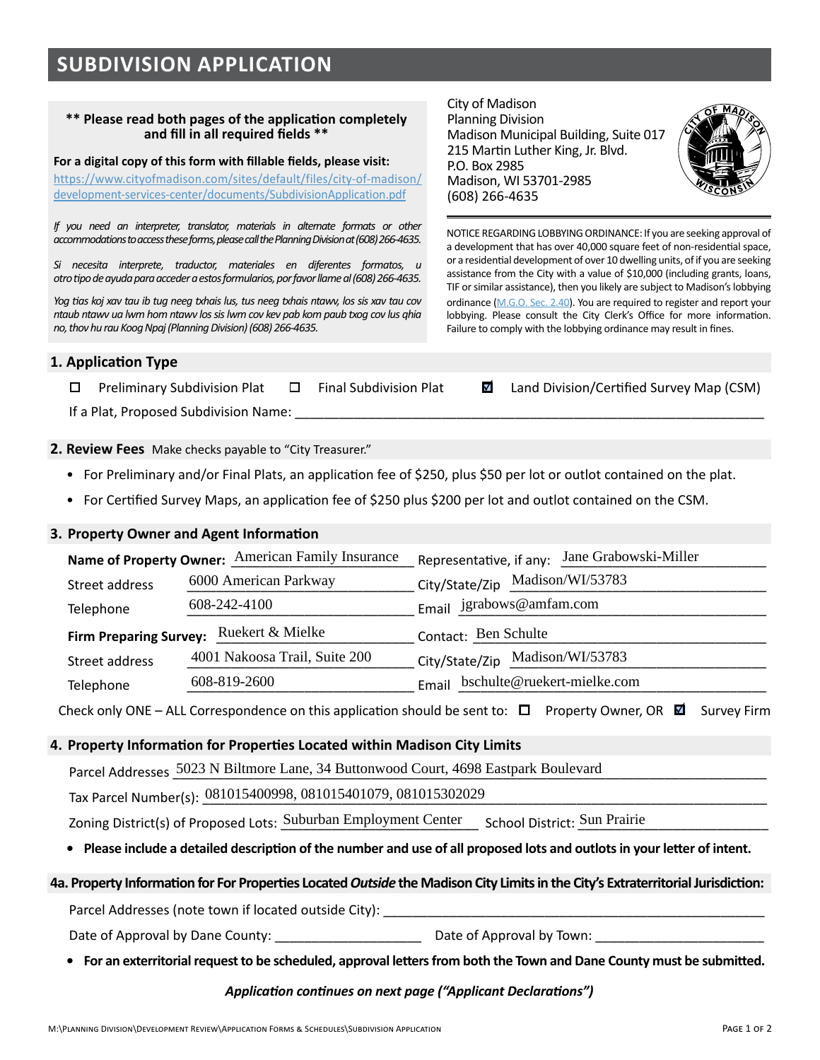# SUBDIVISION APPLICATION

**\*\* Please read both pages of the application completely and fill in all required fields \*\***

**For a digital copy of this form with fillable fields, please visit:**
https://www.cityofmadison.com/sites/default/files/city-of-madison/development-services-center/documents/SubdivisionApplication.pdf

*If you need an interpreter, translator, materials in alternate formats or other accommodations to access these forms, please call the Planning Division at (608) 266-4635.*

*Si necesita interprete, traductor, materiales en diferentes formatos, u otro tipo de ayuda para acceder a estos formularios, por favor llame al (608) 266-4635.*

*Yog tias koj xav tau ib tug neeg txhais lus, tus neeg txhais ntawv, los sis xav tau cov ntaub ntawv ua lwm hom ntawv los sis lwm cov kev pab kom paub txog cov lus qhia no, thov hu rau Koog Npaj (Planning Division) (608) 266-4635.*

City of Madison
Planning Division
Madison Municipal Building, Suite 017
215 Martin Luther King, Jr. Blvd.
P.O. Box 2985
Madison, WI 53701-2985
(608) 266-4635

NOTICE REGARDING LOBBYING ORDINANCE: If you are seeking approval of a development that has over 40,000 square feet of non-residential space, or a residential development of over 10 dwelling units, of if you are seeking assistance from the City with a value of $10,000 (including grants, loans, TIF or similar assistance), then you likely are subject to Madison's lobbying ordinance (M.G.O. Sec. 2.40). You are required to register and report your lobbying. Please consult the City Clerk's Office for more information. Failure to comply with the lobbying ordinance may result in fines.

## 1. Application Type

☐ Preliminary Subdivision Plat ☐ Final Subdivision Plat ☑ Land Division/Certified Survey Map (CSM)

If a Plat, Proposed Subdivision Name: ____________________

## 2. Review Fees

Make checks payable to "City Treasurer."

- For Preliminary and/or Final Plats, an application fee of $250, plus $50 per lot or outlot contained on the plat.
- For Certified Survey Maps, an application fee of $250 plus $200 per lot and outlot contained on the CSM.

## 3. Property Owner and Agent Information

**Name of Property Owner:** American Family Insurance — Representative, if any: Jane Grabowski-Miller

Street address: 6000 American Parkway — City/State/Zip: Madison/WI/53783

Telephone: 608-242-4100 — Email: jgrabows@amfam.com

**Firm Preparing Survey:** Ruekert & Mielke — Contact: Ben Schulte

Street address: 4001 Nakoosa Trail, Suite 200 — City/State/Zip: Madison/WI/53783

Telephone: 608-819-2600 — Email: bschulte@ruekert-mielke.com

Check only ONE – ALL Correspondence on this application should be sent to: ☐ Property Owner, OR ☑ Survey Firm

## 4. Property Information for Properties Located within Madison City Limits

Parcel Addresses: 5023 N Biltmore Lane, 34 Buttonwood Court, 4698 Eastpark Boulevard

Tax Parcel Number(s): 081015400998, 081015401079, 081015302029

Zoning District(s) of Proposed Lots: Suburban Employment Center — School District: Sun Prairie

- **Please include a detailed description of the number and use of all proposed lots and outlots in your letter of intent.**

## 4a. Property Information for For Properties Located *Outside* the Madison City Limits in the City's Extraterritorial Jurisdiction:

Parcel Addresses (note town if located outside City): ____________________

Date of Approval by Dane County: ____________________ Date of Approval by Town: ____________________

- **For an exterritorial request to be scheduled, approval letters from both the Town and Dane County must be submitted.**

***Application continues on next page ("Applicant Declarations")***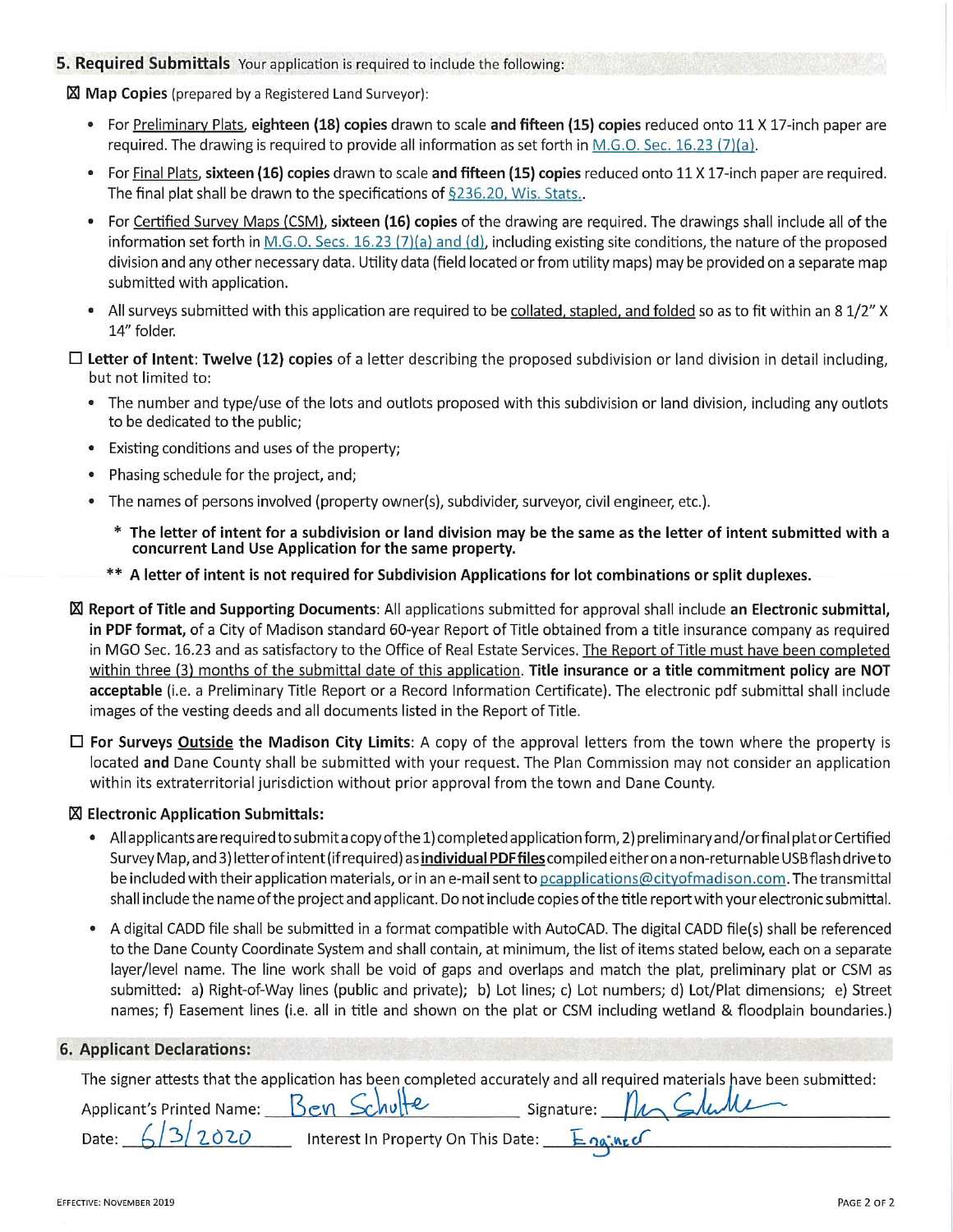## 5. Required Submittals Your application is required to include the following:

☒ **Map Copies** (prepared by a Registered Land Surveyor):

- For Preliminary Plats, **eighteen (18) copies** drawn to scale **and fifteen (15) copies** reduced onto 11 X 17-inch paper are required. The drawing is required to provide all information as set forth in M.G.O. Sec. 16.23 (7)(a).
- For Final Plats, **sixteen (16) copies** drawn to scale **and fifteen (15) copies** reduced onto 11 X 17-inch paper are required. The final plat shall be drawn to the specifications of §236.20, Wis. Stats..
- For Certified Survey Maps (CSM), **sixteen (16) copies** of the drawing are required. The drawings shall include all of the information set forth in M.G.O. Secs. 16.23 (7)(a) and (d), including existing site conditions, the nature of the proposed division and any other necessary data. Utility data (field located or from utility maps) may be provided on a separate map submitted with application.
- All surveys submitted with this application are required to be collated, stapled, and folded so as to fit within an 8 1/2" X 14" folder.

☐ **Letter of Intent**: **Twelve (12) copies** of a letter describing the proposed subdivision or land division in detail including, but not limited to:

- The number and type/use of the lots and outlots proposed with this subdivision or land division, including any outlots to be dedicated to the public;
- Existing conditions and uses of the property;
- Phasing schedule for the project, and;
- The names of persons involved (property owner(s), subdivider, surveyor, civil engineer, etc.).

  **\* The letter of intent for a subdivision or land division may be the same as the letter of intent submitted with a concurrent Land Use Application for the same property.**

  **\*\* A letter of intent is not required for Subdivision Applications for lot combinations or split duplexes.**

☒ **Report of Title and Supporting Documents**: All applications submitted for approval shall include **an Electronic submittal, in PDF format,** of a City of Madison standard 60-year Report of Title obtained from a title insurance company as required in MGO Sec. 16.23 and as satisfactory to the Office of Real Estate Services. The Report of Title must have been completed within three (3) months of the submittal date of this application. **Title insurance or a title commitment policy are NOT acceptable** (i.e. a Preliminary Title Report or a Record Information Certificate). The electronic pdf submittal shall include images of the vesting deeds and all documents listed in the Report of Title.

☐ **For Surveys Outside the Madison City Limits**: A copy of the approval letters from the town where the property is located **and** Dane County shall be submitted with your request. The Plan Commission may not consider an application within its extraterritorial jurisdiction without prior approval from the town and Dane County.

☒ **Electronic Application Submittals:**

- All applicants are required to submit a copy of the 1) completed application form, 2) preliminary and/or final plat or Certified Survey Map, and 3) letter of intent (if required) as **individual PDF files** compiled either on a non-returnable USB flash drive to be included with their application materials, or in an e-mail sent to pcapplications@cityofmadison.com. The transmittal shall include the name of the project and applicant. Do not include copies of the title report with your electronic submittal.
- A digital CADD file shall be submitted in a format compatible with AutoCAD. The digital CADD file(s) shall be referenced to the Dane County Coordinate System and shall contain, at minimum, the list of items stated below, each on a separate layer/level name. The line work shall be void of gaps and overlaps and match the plat, preliminary plat or CSM as submitted: a) Right-of-Way lines (public and private); b) Lot lines; c) Lot numbers; d) Lot/Plat dimensions; e) Street names; f) Easement lines (i.e. all in title and shown on the plat or CSM including wetland & floodplain boundaries.)

## 6. Applicant Declarations:

The signer attests that the application has been completed accurately and all required materials have been submitted:

Applicant's Printed Name: Ben Schulte Signature: Ben Schulte

Date: 6/3/2020 Interest In Property On This Date: Engineer

EFFECTIVE: NOVEMBER 2019